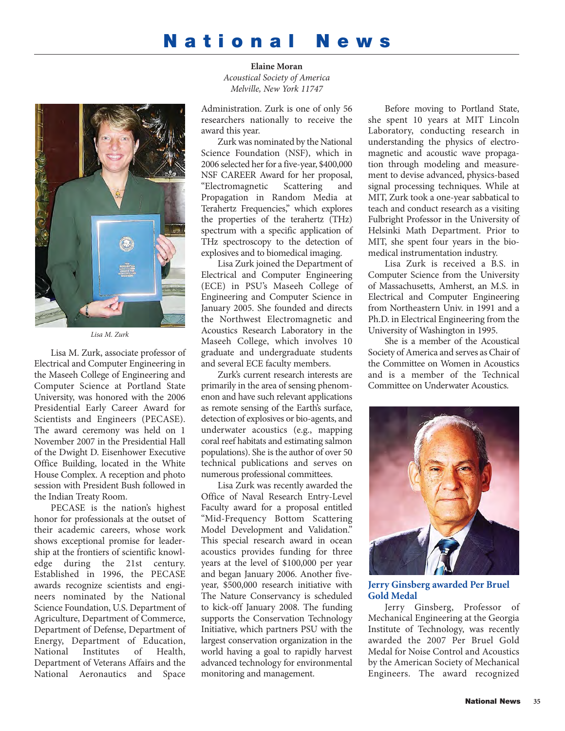# National News

**Elaine Moran**
*Acoustical Society of America*
*Melville, New York 11747*

*Lisa M. Zurk*

Lisa M. Zurk, associate professor of Electrical and Computer Engineering in the Maseeh College of Engineering and Computer Science at Portland State University, was honored with the 2006 Presidential Early Career Award for Scientists and Engineers (PECASE). The award ceremony was held on 1 November 2007 in the Presidential Hall of the Dwight D. Eisenhower Executive Office Building, located in the White House Complex. A reception and photo session with President Bush followed in the Indian Treaty Room.

PECASE is the nation's highest honor for professionals at the outset of their academic careers, whose work shows exceptional promise for leadership at the frontiers of scientific knowledge during the 21st century. Established in 1996, the PECASE awards recognize scientists and engineers nominated by the National Science Foundation, U.S. Department of Agriculture, Department of Commerce, Department of Defense, Department of Energy, Department of Education, National Institutes of Health, Department of Veterans Affairs and the National Aeronautics and Space Administration. Zurk is one of only 56 researchers nationally to receive the award this year.

Zurk was nominated by the National Science Foundation (NSF), which in 2006 selected her for a five-year, $400,000 NSF CAREER Award for her proposal, "Electromagnetic Scattering and Propagation in Random Media at Terahertz Frequencies," which explores the properties of the terahertz (THz) spectrum with a specific application of THz spectroscopy to the detection of explosives and to biomedical imaging.

Lisa Zurk joined the Department of Electrical and Computer Engineering (ECE) in PSU's Maseeh College of Engineering and Computer Science in January 2005. She founded and directs the Northwest Electromagnetic and Acoustics Research Laboratory in the Maseeh College, which involves 10 graduate and undergraduate students and several ECE faculty members.

Zurk's current research interests are primarily in the area of sensing phenomenon and have such relevant applications as remote sensing of the Earth's surface, detection of explosives or bio-agents, and underwater acoustics (e.g., mapping coral reef habitats and estimating salmon populations). She is the author of over 50 technical publications and serves on numerous professional committees.

Lisa Zurk was recently awarded the Office of Naval Research Entry-Level Faculty award for a proposal entitled "Mid-Frequency Bottom Scattering Model Development and Validation." This special research award in ocean acoustics provides funding for three years at the level of $100,000 per year and began January 2006. Another five-year, $500,000 research initiative with The Nature Conservancy is scheduled to kick-off January 2008. The funding supports the Conservation Technology Initiative, which partners PSU with the largest conservation organization in the world having a goal to rapidly harvest advanced technology for environmental monitoring and management.

Before moving to Portland State, she spent 10 years at MIT Lincoln Laboratory, conducting research in understanding the physics of electromagnetic and acoustic wave propagation through modeling and measurement to devise advanced, physics-based signal processing techniques. While at MIT, Zurk took a one-year sabbatical to teach and conduct research as a visiting Fulbright Professor in the University of Helsinki Math Department. Prior to MIT, she spent four years in the biomedical instrumentation industry.

Lisa Zurk is received a B.S. in Computer Science from the University of Massachusetts, Amherst, an M.S. in Electrical and Computer Engineering from Northeastern Univ. in 1991 and a Ph.D. in Electrical Engineering from the University of Washington in 1995.

She is a member of the Acoustical Society of America and serves as Chair of the Committee on Women in Acoustics and is a member of the Technical Committee on Underwater Acoustics.

## Jerry Ginsberg awarded Per Bruel Gold Medal

Jerry Ginsberg, Professor of Mechanical Engineering at the Georgia Institute of Technology, was recently awarded the 2007 Per Bruel Gold Medal for Noise Control and Acoustics by the American Society of Mechanical Engineers. The award recognized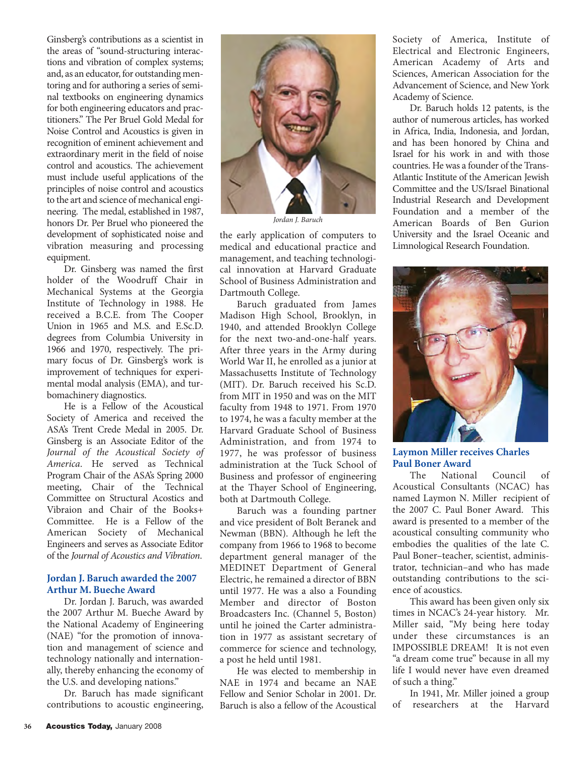Ginsberg's contributions as a scientist in the areas of "sound-structuring interactions and vibration of complex systems; and, as an educator, for outstanding mentoring and for authoring a series of seminal textbooks on engineering dynamics for both engineering educators and practitioners." The Per Bruel Gold Medal for Noise Control and Acoustics is given in recognition of eminent achievement and extraordinary merit in the field of noise control and acoustics. The achievement must include useful applications of the principles of noise control and acoustics to the art and science of mechanical engineering. The medal, established in 1987, honors Dr. Per Bruel who pioneered the development of sophisticated noise and vibration measuring and processing equipment.

Dr. Ginsberg was named the first holder of the Woodruff Chair in Mechanical Systems at the Georgia Institute of Technology in 1988. He received a B.C.E. from The Cooper Union in 1965 and M.S. and E.Sc.D. degrees from Columbia University in 1966 and 1970, respectively. The primary focus of Dr. Ginsberg's work is improvement of techniques for experimental modal analysis (EMA), and turbomachinery diagnostics.

He is a Fellow of the Acoustical Society of America and received the ASA's Trent Crede Medal in 2005. Dr. Ginsberg is an Associate Editor of the *Journal of the Acoustical Society of America*. He served as Technical Program Chair of the ASA's Spring 2000 meeting, Chair of the Technical Committee on Structural Acostics and Vibraion and Chair of the Books+ Committee. He is a Fellow of the American Society of Mechanical Engineers and serves as Associate Editor of the *Journal of Acoustics and Vibration*.

### Jordan J. Baruch awarded the 2007 Arthur M. Bueche Award

Dr. Jordan J. Baruch, was awarded the 2007 Arthur M. Bueche Award by the National Academy of Engineering (NAE) "for the promotion of innovation and management of science and technology nationally and internationally, thereby enhancing the economy of the U.S. and developing nations."

Dr. Baruch has made significant contributions to acoustic engineering, the early application of computers to medical and educational practice and management, and teaching technological innovation at Harvard Graduate School of Business Administration and Dartmouth College.

*Jordan J. Baruch*

Baruch graduated from James Madison High School, Brooklyn, in 1940, and attended Brooklyn College for the next two-and-one-half years. After three years in the Army during World War II, he enrolled as a junior at Massachusetts Institute of Technology (MIT). Dr. Baruch received his Sc.D. from MIT in 1950 and was on the MIT faculty from 1948 to 1971. From 1970 to 1974, he was a faculty member at the Harvard Graduate School of Business Administration, and from 1974 to 1977, he was professor of business administration at the Tuck School of Business and professor of engineering at the Thayer School of Engineering, both at Dartmouth College.

Baruch was a founding partner and vice president of Bolt Beranek and Newman (BBN). Although he left the company from 1966 to 1968 to become department general manager of the MEDINET Department of General Electric, he remained a director of BBN until 1977. He was a also a Founding Member and director of Boston Broadcasters Inc. (Channel 5, Boston) until he joined the Carter administration in 1977 as assistant secretary of commerce for science and technology, a post he held until 1981.

He was elected to membership in NAE in 1974 and became an NAE Fellow and Senior Scholar in 2001. Dr. Baruch is also a fellow of the Acoustical Society of America, Institute of Electrical and Electronic Engineers, American Academy of Arts and Sciences, American Association for the Advancement of Science, and New York Academy of Science.

Dr. Baruch holds 12 patents, is the author of numerous articles, has worked in Africa, India, Indonesia, and Jordan, and has been honored by China and Israel for his work in and with those countries. He was a founder of the Trans-Atlantic Institute of the American Jewish Committee and the US/Israel Binational Industrial Research and Development Foundation and a member of the American Boards of Ben Gurion University and the Israel Oceanic and Limnological Research Foundation.

### Laymon Miller receives Charles Paul Boner Award

The National Council of Acoustical Consultants (NCAC) has named Laymon N. Miller recipient of the 2007 C. Paul Boner Award. This award is presented to a member of the acoustical consulting community who embodies the qualities of the late C. Paul Boner–teacher, scientist, administrator, technician–and who has made outstanding contributions to the science of acoustics.

This award has been given only six times in NCAC's 24-year history. Mr. Miller said, "My being here today under these circumstances is an IMPOSSIBLE DREAM! It is not even "a dream come true" because in all my life I would never have even dreamed of such a thing."

In 1941, Mr. Miller joined a group of researchers at the Harvard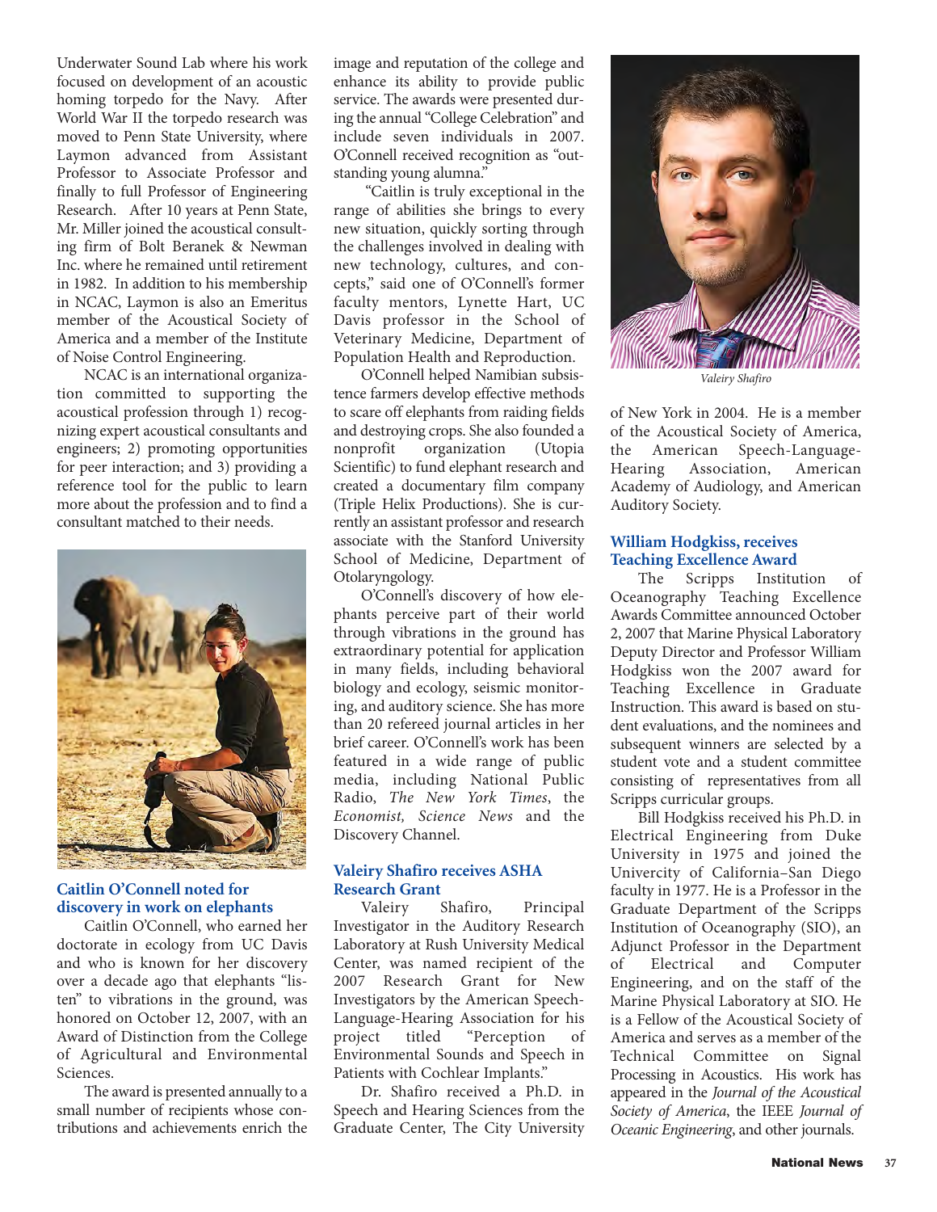Underwater Sound Lab where his work focused on development of an acoustic homing torpedo for the Navy. After World War II the torpedo research was moved to Penn State University, where Laymon advanced from Assistant Professor to Associate Professor and finally to full Professor of Engineering Research. After 10 years at Penn State, Mr. Miller joined the acoustical consulting firm of Bolt Beranek & Newman Inc. where he remained until retirement in 1982. In addition to his membership in NCAC, Laymon is also an Emeritus member of the Acoustical Society of America and a member of the Institute of Noise Control Engineering.

NCAC is an international organization committed to supporting the acoustical profession through 1) recognizing expert acoustical consultants and engineers; 2) promoting opportunities for peer interaction; and 3) providing a reference tool for the public to learn more about the profession and to find a consultant matched to their needs.

## Caitlin O'Connell noted for discovery in work on elephants

Caitlin O'Connell, who earned her doctorate in ecology from UC Davis and who is known for her discovery over a decade ago that elephants "listen" to vibrations in the ground, was honored on October 12, 2007, with an Award of Distinction from the College of Agricultural and Environmental Sciences.

The award is presented annually to a small number of recipients whose contributions and achievements enrich the image and reputation of the college and enhance its ability to provide public service. The awards were presented during the annual "College Celebration" and include seven individuals in 2007. O'Connell received recognition as "outstanding young alumna."

"Caitlin is truly exceptional in the range of abilities she brings to every new situation, quickly sorting through the challenges involved in dealing with new technology, cultures, and concepts," said one of O'Connell's former faculty mentors, Lynette Hart, UC Davis professor in the School of Veterinary Medicine, Department of Population Health and Reproduction.

O'Connell helped Namibian subsistence farmers develop effective methods to scare off elephants from raiding fields and destroying crops. She also founded a nonprofit organization (Utopia Scientific) to fund elephant research and created a documentary film company (Triple Helix Productions). She is currently an assistant professor and research associate with the Stanford University School of Medicine, Department of Otolaryngology.

O'Connell's discovery of how elephants perceive part of their world through vibrations in the ground has extraordinary potential for application in many fields, including behavioral biology and ecology, seismic monitoring, and auditory science. She has more than 20 refereed journal articles in her brief career. O'Connell's work has been featured in a wide range of public media, including National Public Radio, *The New York Times*, the *Economist, Science News* and the Discovery Channel.

## Valeiry Shafiro receives ASHA Research Grant

Valeiry Shafiro, Principal Investigator in the Auditory Research Laboratory at Rush University Medical Center, was named recipient of the 2007 Research Grant for New Investigators by the American Speech-Language-Hearing Association for his project titled "Perception of Environmental Sounds and Speech in Patients with Cochlear Implants."

Dr. Shafiro received a Ph.D. in Speech and Hearing Sciences from the Graduate Center, The City University of New York in 2004. He is a member of the Acoustical Society of America, the American Speech-Language-Hearing Association, American Academy of Audiology, and American Auditory Society.

*Valeiry Shafiro*

## William Hodgkiss, receives Teaching Excellence Award

The Scripps Institution of Oceanography Teaching Excellence Awards Committee announced October 2, 2007 that Marine Physical Laboratory Deputy Director and Professor William Hodgkiss won the 2007 award for Teaching Excellence in Graduate Instruction. This award is based on student evaluations, and the nominees and subsequent winners are selected by a student vote and a student committee consisting of representatives from all Scripps curricular groups.

Bill Hodgkiss received his Ph.D. in Electrical Engineering from Duke University in 1975 and joined the Univercity of California–San Diego faculty in 1977. He is a Professor in the Graduate Department of the Scripps Institution of Oceanography (SIO), an Adjunct Professor in the Department of Electrical and Computer Engineering, and on the staff of the Marine Physical Laboratory at SIO. He is a Fellow of the Acoustical Society of America and serves as a member of the Technical Committee on Signal Processing in Acoustics. His work has appeared in the *Journal of the Acoustical Society of America*, the IEEE *Journal of Oceanic Engineering*, and other journals.